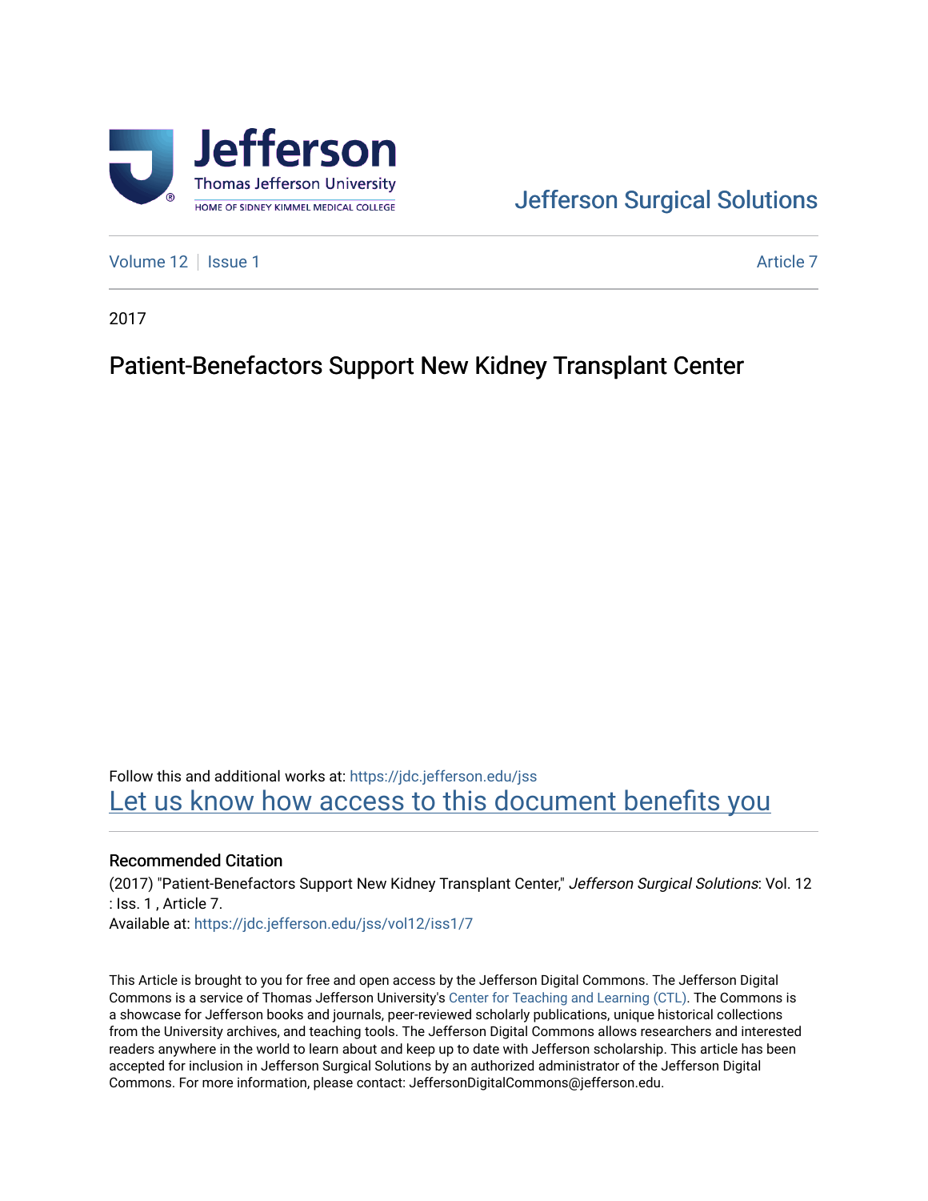Jefferson Surgical Solutions

Volume 12 | Issue 1 | Article 7

2017

# Patient-Benefactors Support New Kidney Transplant Center

Follow this and additional works at: https://jdc.jefferson.edu/jss

Let us know how access to this document benefits you

## Recommended Citation

(2017) "Patient-Benefactors Support New Kidney Transplant Center," *Jefferson Surgical Solutions*: Vol. 12 : Iss. 1 , Article 7.

Available at: https://jdc.jefferson.edu/jss/vol12/iss1/7

This Article is brought to you for free and open access by the Jefferson Digital Commons. The Jefferson Digital Commons is a service of Thomas Jefferson University's Center for Teaching and Learning (CTL). The Commons is a showcase for Jefferson books and journals, peer-reviewed scholarly publications, unique historical collections from the University archives, and teaching tools. The Jefferson Digital Commons allows researchers and interested readers anywhere in the world to learn about and keep up to date with Jefferson scholarship. This article has been accepted for inclusion in Jefferson Surgical Solutions by an authorized administrator of the Jefferson Digital Commons. For more information, please contact: JeffersonDigitalCommons@jefferson.edu.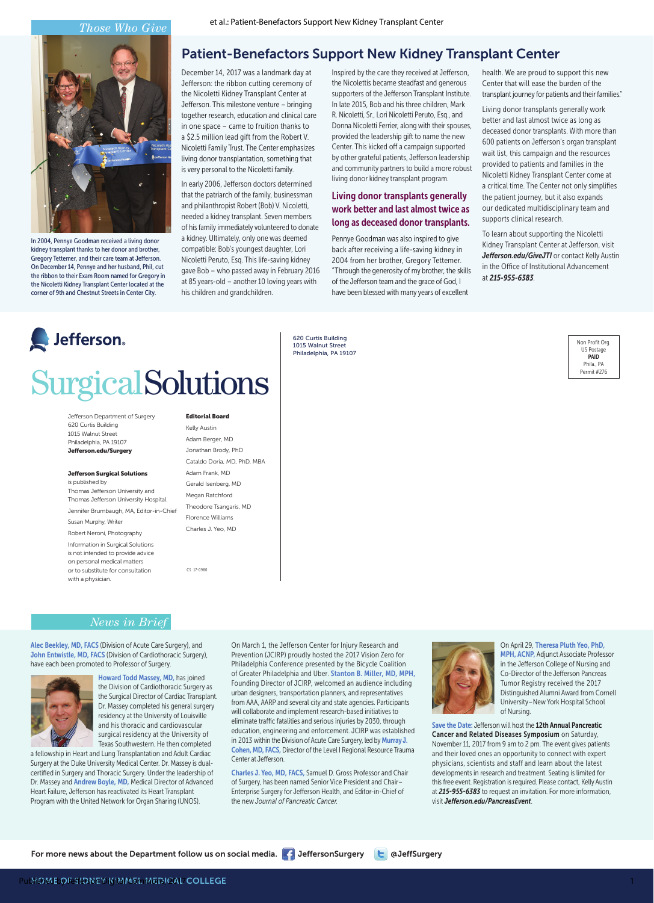*Those Who Give*

## Patient-Benefactors Support New Kidney Transplant Center

In 2004, Pennye Goodman received a living donor kidney transplant thanks to her donor and brother, Gregory Tettemer, and their care team at Jefferson. On December 14, Pennye and her husband, Phil, cut the ribbon to their Exam Room named for Gregory in the Nicoletti Kidney Transplant Center located at the corner of 9th and Chestnut Streets in Center City.

December 14, 2017 was a landmark day at Jefferson: the ribbon cutting ceremony of the Nicoletti Kidney Transplant Center at Jefferson. This milestone venture – bringing together research, education and clinical care in one space – came to fruition thanks to a $2.5 million lead gift from the Robert V. Nicoletti Family Trust. The Center emphasizes living donor transplantation, something that is very personal to the Nicoletti family.

In early 2006, Jefferson doctors determined that the patriarch of the family, businessman and philanthropist Robert (Bob) V. Nicoletti, needed a kidney transplant. Seven members of his family immediately volunteered to donate a kidney. Ultimately, only one was deemed compatible: Bob's youngest daughter, Lori Nicoletti Peruto, Esq. This life-saving kidney gave Bob – who passed away in February 2016 at 85 years-old – another 10 loving years with his children and grandchildren.

Inspired by the care they received at Jefferson, the Nicolettis became steadfast and generous supporters of the Jefferson Transplant Institute. In late 2015, Bob and his three children, Mark R. Nicoletti, Sr., Lori Nicoletti Peruto, Esq., and Donna Nicoletti Ferrier, along with their spouses, provided the leadership gift to name the new Center. This kicked off a campaign supported by other grateful patients, Jefferson leadership and community partners to build a more robust living donor kidney transplant program.

**Living donor transplants generally work better and last almost twice as long as deceased donor transplants.**

Pennye Goodman was also inspired to give back after receiving a life-saving kidney in 2004 from her brother, Gregory Tettemer. "Through the generosity of my brother, the skills of the Jefferson team and the grace of God, I have been blessed with many years of excellent health. We are proud to support this new Center that will ease the burden of the transplant journey for patients and their families."

Living donor transplants generally work better and last almost twice as long as deceased donor transplants. With more than 600 patients on Jefferson's organ transplant wait list, this campaign and the resources provided to patients and families in the Nicoletti Kidney Transplant Center come at a critical time. The Center not only simplifies the patient journey, but it also expands our dedicated multidisciplinary team and supports clinical research.

To learn about supporting the Nicoletti Kidney Transplant Center at Jefferson, visit ***Jefferson.edu/GiveJTI*** or contact Kelly Austin in the Office of Institutional Advancement at ***215-955-6383***.

---

Jefferson.

# Surgical Solutions

Jefferson Department of Surgery
620 Curtis Building
1015 Walnut Street
Philadelphia, PA 19107
**Jefferson.edu/Surgery**

**Jefferson Surgical Solutions** is published by Thomas Jefferson University and Thomas Jefferson University Hospital.

Jennifer Brumbaugh, MA, Editor-in-Chief

Susan Murphy, Writer

Robert Neroni, Photography

Information in Surgical Solutions is not intended to provide advice on personal medical matters or to substitute for consultation with a physician.

**Editorial Board**

Kelly Austin
Adam Berger, MD
Jonathan Brody, PhD
Cataldo Doria, MD, PhD, MBA
Adam Frank, MD
Gerald Isenberg, MD
Megan Ratchford
Theodore Tsangaris, MD
Florence Williams
Charles J. Yeo, MD

CS 17-0980

620 Curtis Building
1015 Walnut Street
Philadelphia, PA 19107

Non Profit Org.
US Postage
**PAID**
Phila., PA
Permit #276

---

*News in Brief*

**Alec Beekley, MD, FACS** (Division of Acute Care Surgery), and **John Entwistle, MD, FACS** (Division of Cardiothoracic Surgery), have each been promoted to Professor of Surgery.

**Howard Todd Massey, MD,** has joined the Division of Cardiothoracic Surgery as the Surgical Director of Cardiac Transplant. Dr. Massey completed his general surgery residency at the University of Louisville and his thoracic and cardiovascular surgical residency at the University of Texas Southwestern. He then completed a fellowship in Heart and Lung Transplantation and Adult Cardiac Surgery at the Duke University Medical Center. Dr. Massey is dual-certified in Surgery and Thoracic Surgery. Under the leadership of Dr. Massey and **Andrew Boyle, MD,** Medical Director of Advanced Heart Failure, Jefferson has reactivated its Heart Transplant Program with the United Network for Organ Sharing (UNOS).

On March 1, the Jefferson Center for Injury Research and Prevention (JCIRP) proudly hosted the 2017 Vision Zero for Philadelphia Conference presented by the Bicycle Coalition of Greater Philadelphia and Uber. **Stanton B. Miller, MD, MPH,** Founding Director of JCIRP, welcomed an audience including urban designers, transportation planners, and representatives from AAA, AARP and several city and state agencies. Participants will collaborate and implement research-based initiatives to eliminate traffic fatalities and serious injuries by 2030, through education, engineering and enforcement. JCIRP was established in 2013 within the Division of Acute Care Surgery, led by **Murray J. Cohen, MD, FACS,** Director of the Level I Regional Resource Trauma Center at Jefferson.

**Charles J. Yeo, MD, FACS,** Samuel D. Gross Professor and Chair of Surgery, has been named Senior Vice President and Chair–Enterprise Surgery for Jefferson Health, and Editor-in-Chief of the new *Journal of Pancreatic Cancer*.

On April 29, **Theresa Pluth Yeo, PhD, MPH, ACNP,** Adjunct Associate Professor in the Jefferson College of Nursing and Co-Director of the Jefferson Pancreas Tumor Registry received the 2017 Distinguished Alumni Award from Cornell University–New York Hospital School of Nursing.

**Save the Date:** Jefferson will host the **12th Annual Pancreatic Cancer and Related Diseases Symposium** on Saturday, November 11, 2017 from 9 am to 2 pm. The event gives patients and their loved ones an opportunity to connect with expert physicians, scientists and staff and learn about the latest developments in research and treatment. Seating is limited for this free event. Registration is required. Please contact, Kelly Austin at ***215-955-6383*** to request an invitation. For more information, visit ***Jefferson.edu/PancreasEvent***.

For more news about the Department follow us on social media. JeffersonSurgery @JeffSurgery

HOME OF SIDNEY KIMMEL MEDICAL COLLEGE